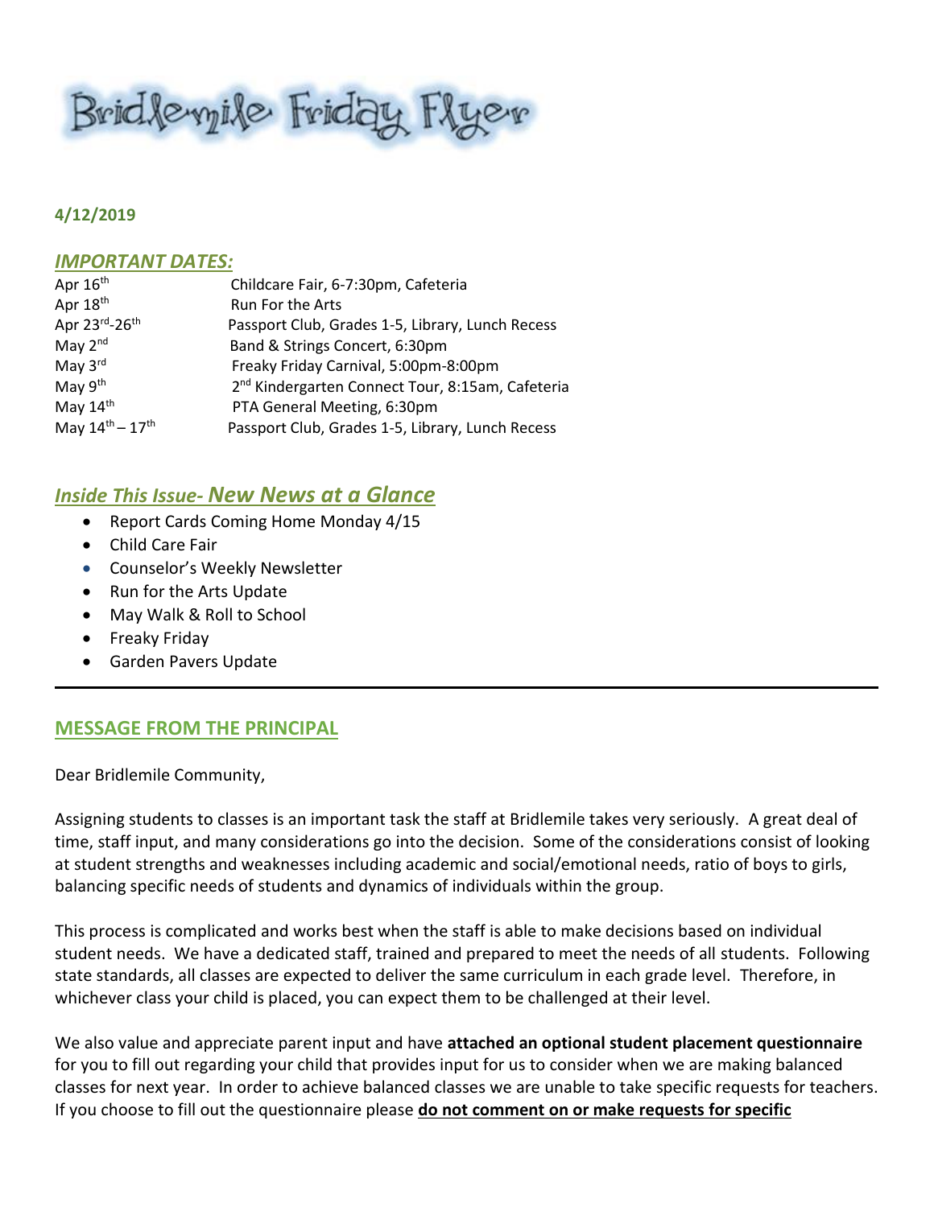# Bridlemile Friday Flyer

**4/12/2019**

## *IMPORTANT DATES:*

| | |
|---|---|
| Apr 16th | Childcare Fair, 6-7:30pm, Cafeteria |
| Apr 18th | Run For the Arts |
| Apr 23rd-26th | Passport Club, Grades 1-5, Library, Lunch Recess |
| May 2nd | Band & Strings Concert, 6:30pm |
| May 3rd | Freaky Friday Carnival, 5:00pm-8:00pm |
| May 9th | 2nd Kindergarten Connect Tour, 8:15am, Cafeteria |
| May 14th | PTA General Meeting, 6:30pm |
| May 14th – 17th | Passport Club, Grades 1-5, Library, Lunch Recess |

## *Inside This Issue- New News at a Glance*

- Report Cards Coming Home Monday 4/15
- Child Care Fair
- Counselor's Weekly Newsletter
- Run for the Arts Update
- May Walk & Roll to School
- Freaky Friday
- Garden Pavers Update

---

## MESSAGE FROM THE PRINCIPAL

Dear Bridlemile Community,

Assigning students to classes is an important task the staff at Bridlemile takes very seriously. A great deal of time, staff input, and many considerations go into the decision. Some of the considerations consist of looking at student strengths and weaknesses including academic and social/emotional needs, ratio of boys to girls, balancing specific needs of students and dynamics of individuals within the group.

This process is complicated and works best when the staff is able to make decisions based on individual student needs. We have a dedicated staff, trained and prepared to meet the needs of all students. Following state standards, all classes are expected to deliver the same curriculum in each grade level. Therefore, in whichever class your child is placed, you can expect them to be challenged at their level.

We also value and appreciate parent input and have **attached an optional student placement questionnaire** for you to fill out regarding your child that provides input for us to consider when we are making balanced classes for next year. In order to achieve balanced classes we are unable to take specific requests for teachers. If you choose to fill out the questionnaire please **do not comment on or make requests for specific**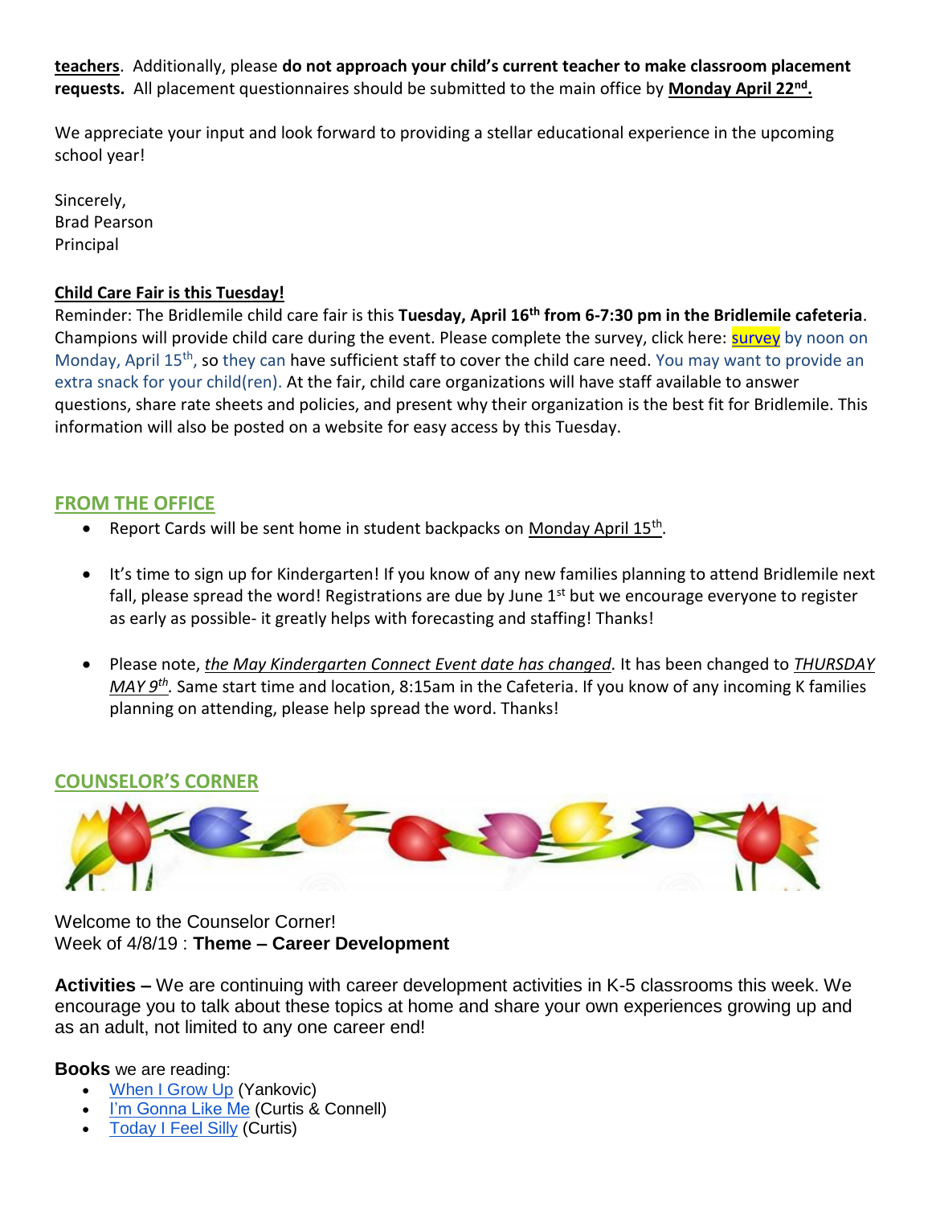**teachers**. Additionally, please **do not approach your child's current teacher to make classroom placement requests.** All placement questionnaires should be submitted to the main office by **Monday April 22nd.**

We appreciate your input and look forward to providing a stellar educational experience in the upcoming school year!

Sincerely,
Brad Pearson
Principal

**Child Care Fair is this Tuesday!**

Reminder: The Bridlemile child care fair is this **Tuesday, April 16th from 6-7:30 pm in the Bridlemile cafeteria**. Champions will provide child care during the event. Please complete the survey, click here: survey by noon on Monday, April 15th, so they can have sufficient staff to cover the child care need. You may want to provide an extra snack for your child(ren). At the fair, child care organizations will have staff available to answer questions, share rate sheets and policies, and present why their organization is the best fit for Bridlemile. This information will also be posted on a website for easy access by this Tuesday.

## FROM THE OFFICE

- Report Cards will be sent home in student backpacks on Monday April 15th.
- It's time to sign up for Kindergarten! If you know of any new families planning to attend Bridlemile next fall, please spread the word! Registrations are due by June 1st but we encourage everyone to register as early as possible- it greatly helps with forecasting and staffing! Thanks!
- Please note, *the May Kindergarten Connect Event date has changed.* It has been changed to *THURSDAY MAY 9th.* Same start time and location, 8:15am in the Cafeteria. If you know of any incoming K families planning on attending, please help spread the word. Thanks!

## COUNSELOR'S CORNER

Welcome to the Counselor Corner!
Week of 4/8/19 : **Theme – Career Development**

**Activities –** We are continuing with career development activities in K-5 classrooms this week. We encourage you to talk about these topics at home and share your own experiences growing up and as an adult, not limited to any one career end!

**Books** we are reading:

- When I Grow Up (Yankovic)
- I'm Gonna Like Me (Curtis & Connell)
- Today I Feel Silly (Curtis)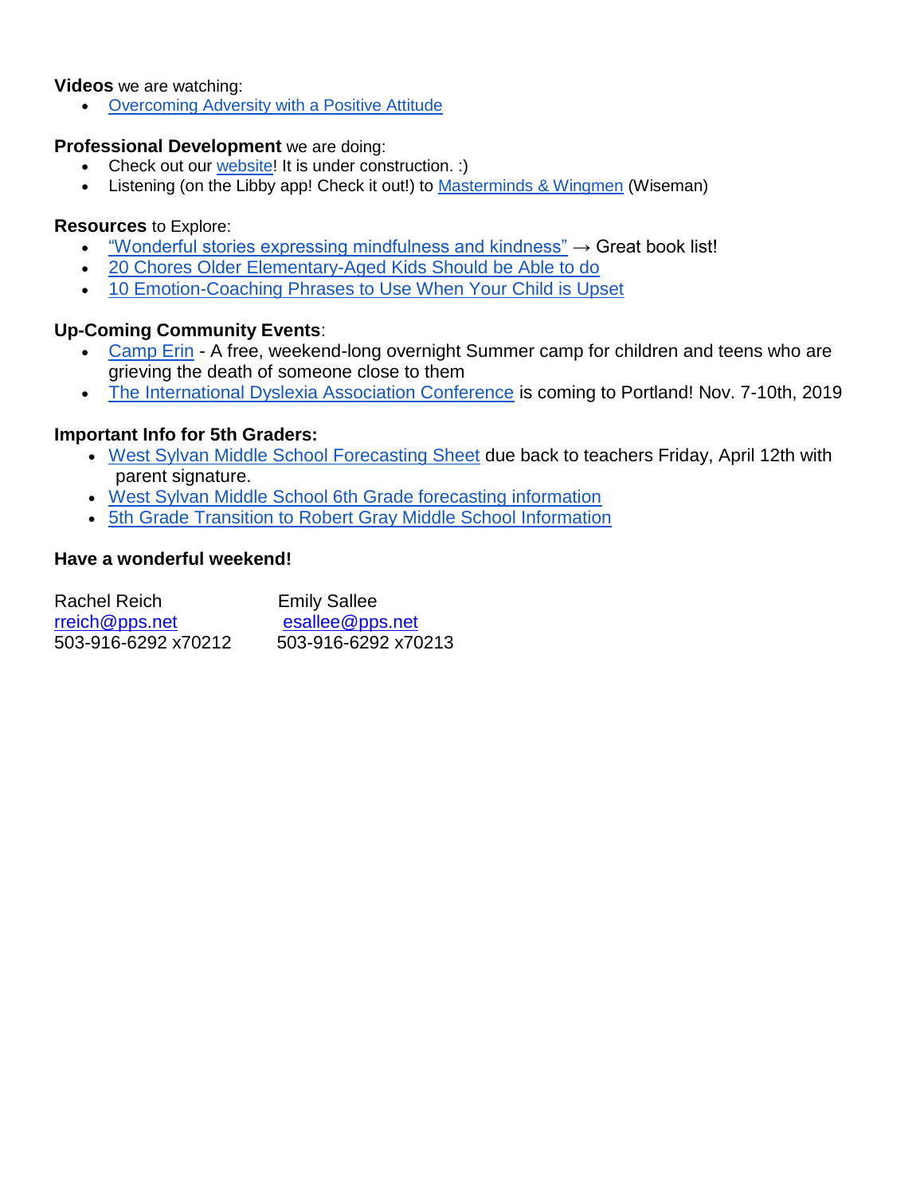**Videos** we are watching:

- Overcoming Adversity with a Positive Attitude

**Professional Development** we are doing:

- Check out our website! It is under construction. :)
- Listening (on the Libby app! Check it out!) to Masterminds & Wingmen (Wiseman)

**Resources** to Explore:

- "Wonderful stories expressing mindfulness and kindness" → Great book list!
- 20 Chores Older Elementary-Aged Kids Should be Able to do
- 10 Emotion-Coaching Phrases to Use When Your Child is Upset

**Up-Coming Community Events**:

- Camp Erin - A free, weekend-long overnight Summer camp for children and teens who are grieving the death of someone close to them
- The International Dyslexia Association Conference is coming to Portland! Nov. 7-10th, 2019

**Important Info for 5th Graders:**

- West Sylvan Middle School Forecasting Sheet due back to teachers Friday, April 12th with parent signature.
- West Sylvan Middle School 6th Grade forecasting information
- 5th Grade Transition to Robert Gray Middle School Information

**Have a wonderful weekend!**

Rachel Reich
rreich@pps.net
503-916-6292 x70212

Emily Sallee
esallee@pps.net
503-916-6292 x70213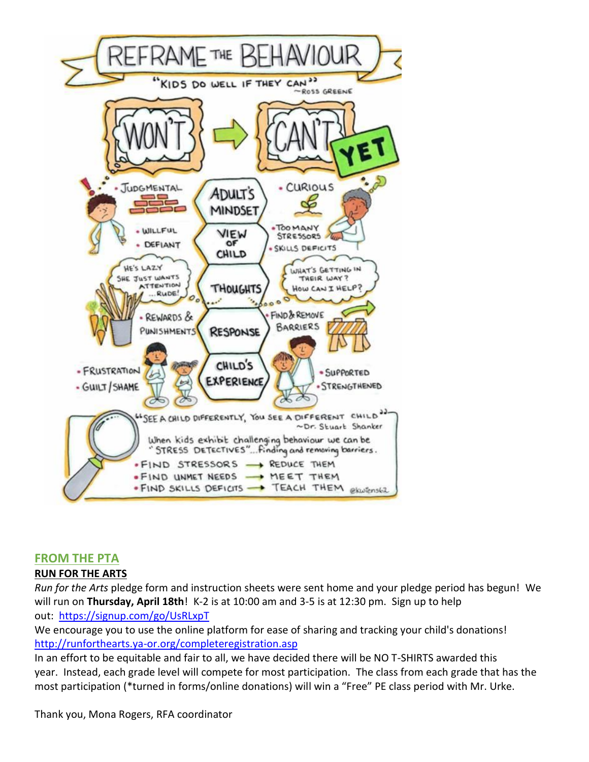# REFRAME THE BEHAVIOUR

"KIDS DO WELL IF THEY CAN" ~ROSS GREENE

**WON'T** → **CAN'T YET**

| | | |
|---|---|---|
| • JUDGMENTAL | **ADULT'S MINDSET** | • CURIOUS |
| • WILLFUL • DEFIANT | **VIEW OF CHILD** | • TOO MANY STRESSORS • SKILLS DEFICITS |
| HE'S LAZY / SHE JUST WANTS ATTENTION / ...RUDE! | **THOUGHTS** | WHAT'S GETTING IN THEIR WAY? How CAN I HELP? |
| • REWARDS & PUNISHMENTS | **RESPONSE** | • FIND & REMOVE BARRIERS |
| • FRUSTRATION • GUILT/SHAME | **CHILD'S EXPERIENCE** | • SUPPORTED • STRENGTHENED |

"SEE A CHILD DIFFERENTLY, YOU SEE A DIFFERENT CHILD" ~Dr. Stuart Shanker

When kids exhibit challenging behaviour we can be "STRESS DETECTIVES"...finding and removing barriers.

- FIND STRESSORS → REDUCE THEM
- FIND UNMET NEEDS → MEET THEM
- FIND SKILLS DEFICITS → TEACH THEM

@kwtens62

## FROM THE PTA

**RUN FOR THE ARTS**

*Run for the Arts* pledge form and instruction sheets were sent home and your pledge period has begun! We will run on **Thursday, April 18th**! K-2 is at 10:00 am and 3-5 is at 12:30 pm. Sign up to help out: https://signup.com/go/UsRLxpT

We encourage you to use the online platform for ease of sharing and tracking your child's donations! http://runforthearts.ya-or.org/completeregistration.asp

In an effort to be equitable and fair to all, we have decided there will be NO T-SHIRTS awarded this year. Instead, each grade level will compete for most participation. The class from each grade that has the most participation (*turned in forms/online donations) will win a "Free" PE class period with Mr. Urke.

Thank you, Mona Rogers, RFA coordinator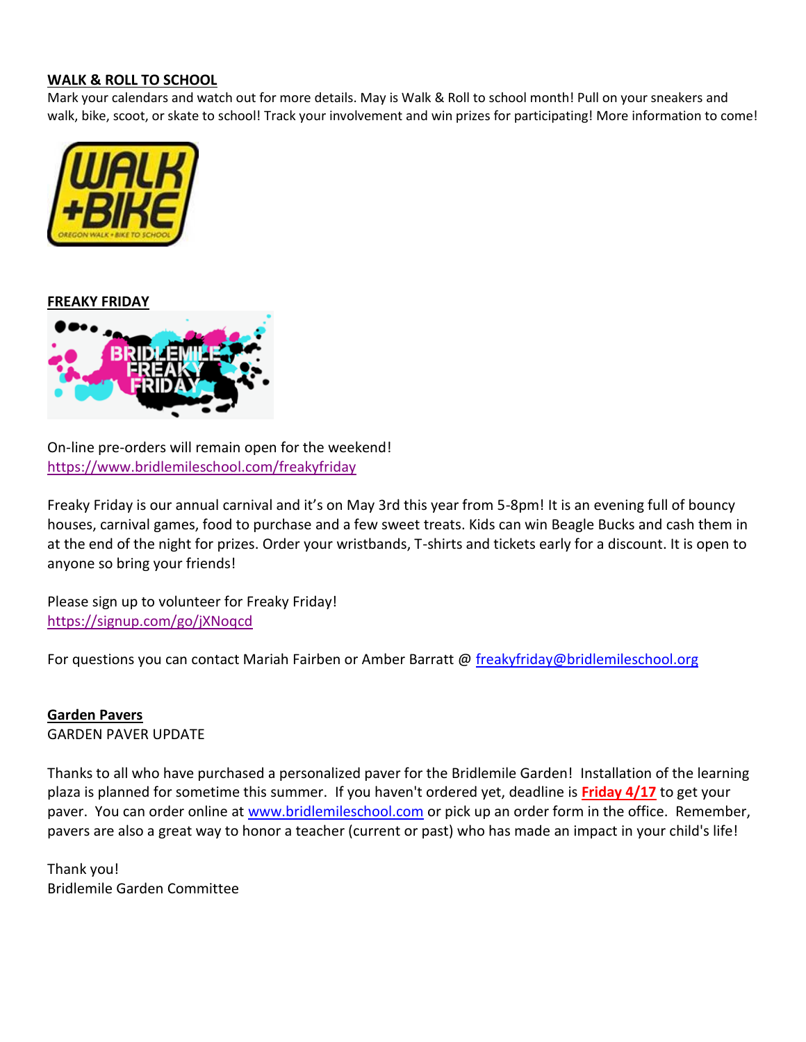**WALK & ROLL TO SCHOOL**

Mark your calendars and watch out for more details. May is Walk & Roll to school month! Pull on your sneakers and walk, bike, scoot, or skate to school! Track your involvement and win prizes for participating! More information to come!

**FREAKY FRIDAY**

On-line pre-orders will remain open for the weekend!
https://www.bridlemileschool.com/freakyfriday

Freaky Friday is our annual carnival and it's on May 3rd this year from 5-8pm! It is an evening full of bouncy houses, carnival games, food to purchase and a few sweet treats. Kids can win Beagle Bucks and cash them in at the end of the night for prizes. Order your wristbands, T-shirts and tickets early for a discount. It is open to anyone so bring your friends!

Please sign up to volunteer for Freaky Friday!
https://signup.com/go/jXNoqcd

For questions you can contact Mariah Fairben or Amber Barratt @ freakyfriday@bridlemileschool.org

**Garden Pavers**

GARDEN PAVER UPDATE

Thanks to all who have purchased a personalized paver for the Bridlemile Garden! Installation of the learning plaza is planned for sometime this summer. If you haven't ordered yet, deadline is **Friday 4/17** to get your paver. You can order online at www.bridlemileschool.com or pick up an order form in the office. Remember, pavers are also a great way to honor a teacher (current or past) who has made an impact in your child's life!

Thank you!
Bridlemile Garden Committee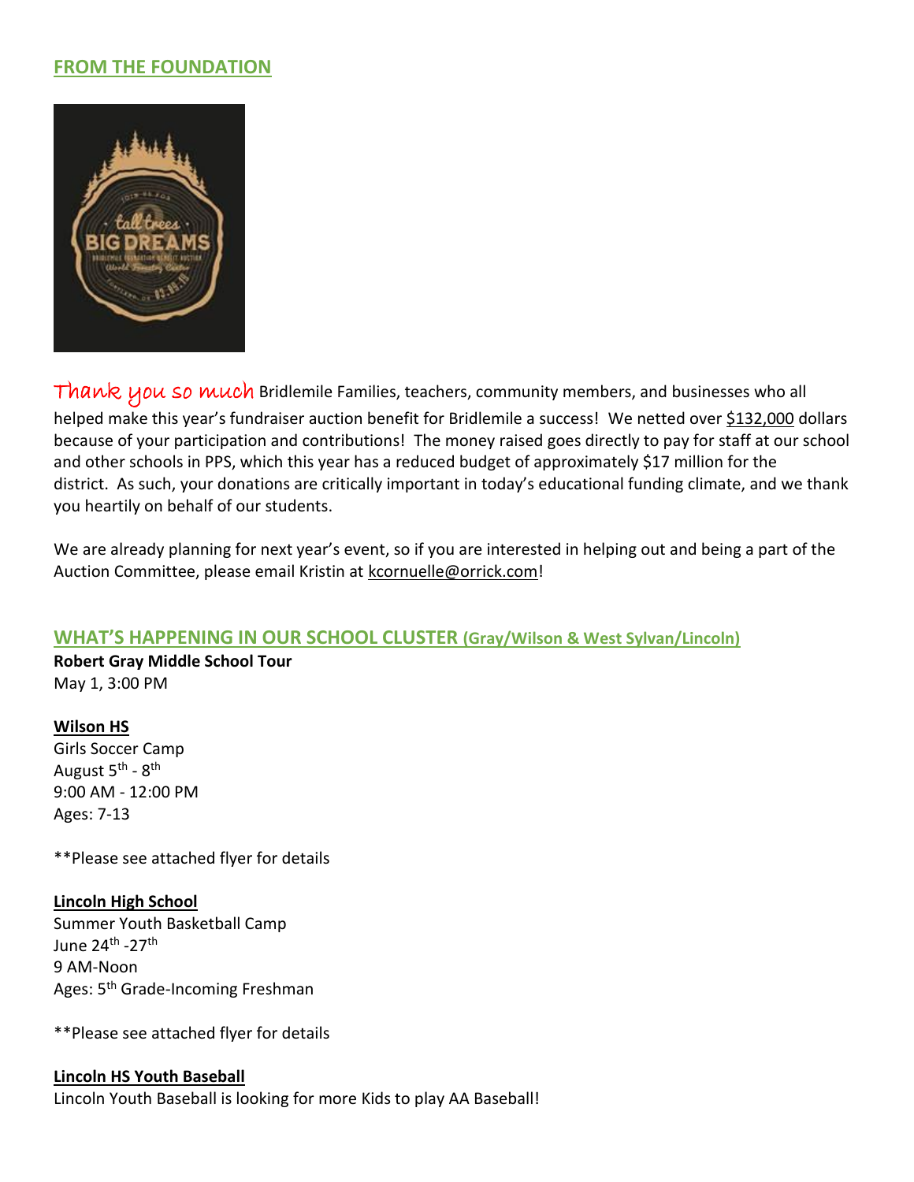## FROM THE FOUNDATION

Thank you so much Bridlemile Families, teachers, community members, and businesses who all helped make this year's fundraiser auction benefit for Bridlemile a success! We netted over $132,000 dollars because of your participation and contributions! The money raised goes directly to pay for staff at our school and other schools in PPS, which this year has a reduced budget of approximately $17 million for the district. As such, your donations are critically important in today's educational funding climate, and we thank you heartily on behalf of our students.

We are already planning for next year's event, so if you are interested in helping out and being a part of the Auction Committee, please email Kristin at kcornuelle@orrick.com!

## WHAT'S HAPPENING IN OUR SCHOOL CLUSTER (Gray/Wilson & West Sylvan/Lincoln)

**Robert Gray Middle School Tour**
May 1, 3:00 PM

**Wilson HS**
Girls Soccer Camp
August 5th - 8th
9:00 AM - 12:00 PM
Ages: 7-13

**Please see attached flyer for details

**Lincoln High School**
Summer Youth Basketball Camp
June 24th -27th
9 AM-Noon
Ages: 5th Grade-Incoming Freshman

**Please see attached flyer for details

**Lincoln HS Youth Baseball**
Lincoln Youth Baseball is looking for more Kids to play AA Baseball!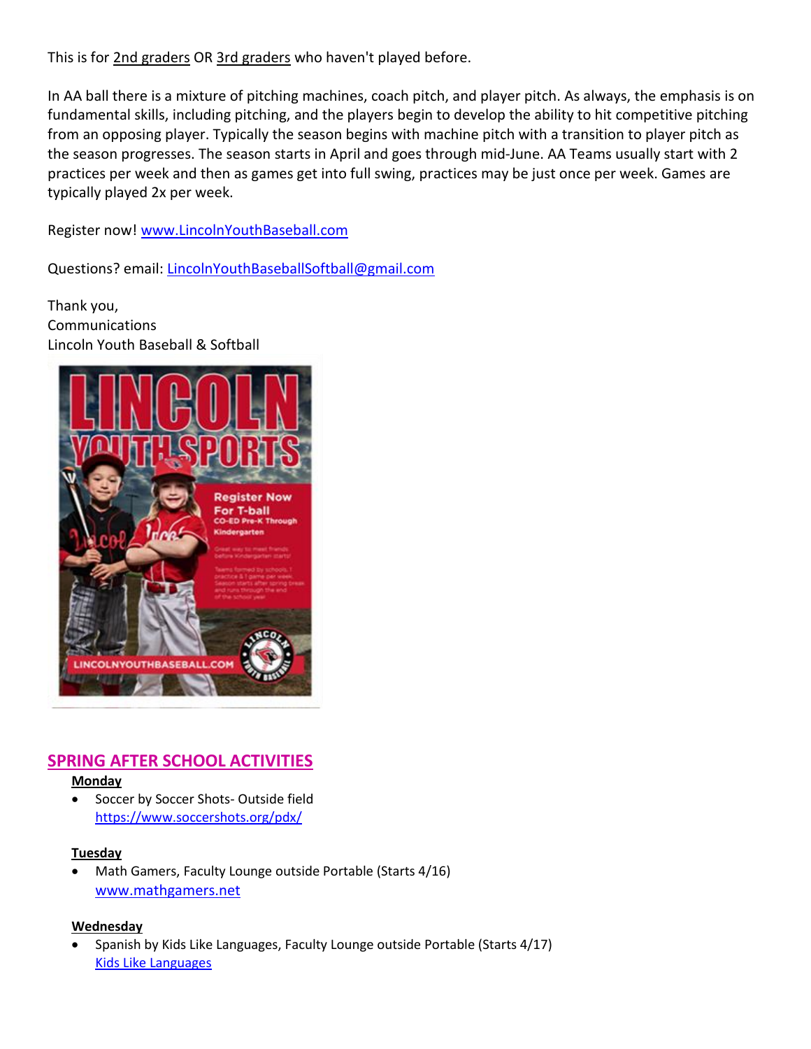This is for 2nd graders OR 3rd graders who haven't played before.

In AA ball there is a mixture of pitching machines, coach pitch, and player pitch. As always, the emphasis is on fundamental skills, including pitching, and the players begin to develop the ability to hit competitive pitching from an opposing player. Typically the season begins with machine pitch with a transition to player pitch as the season progresses. The season starts in April and goes through mid-June. AA Teams usually start with 2 practices per week and then as games get into full swing, practices may be just once per week. Games are typically played 2x per week.

Register now! www.LincolnYouthBaseball.com

Questions? email: LincolnYouthBaseballSoftball@gmail.com

Thank you,
Communications
Lincoln Youth Baseball & Softball

## SPRING AFTER SCHOOL ACTIVITIES

**Monday**

- Soccer by Soccer Shots- Outside field
  https://www.soccershots.org/pdx/

**Tuesday**

- Math Gamers, Faculty Lounge outside Portable (Starts 4/16)
  www.mathgamers.net

**Wednesday**

- Spanish by Kids Like Languages, Faculty Lounge outside Portable (Starts 4/17)
  Kids Like Languages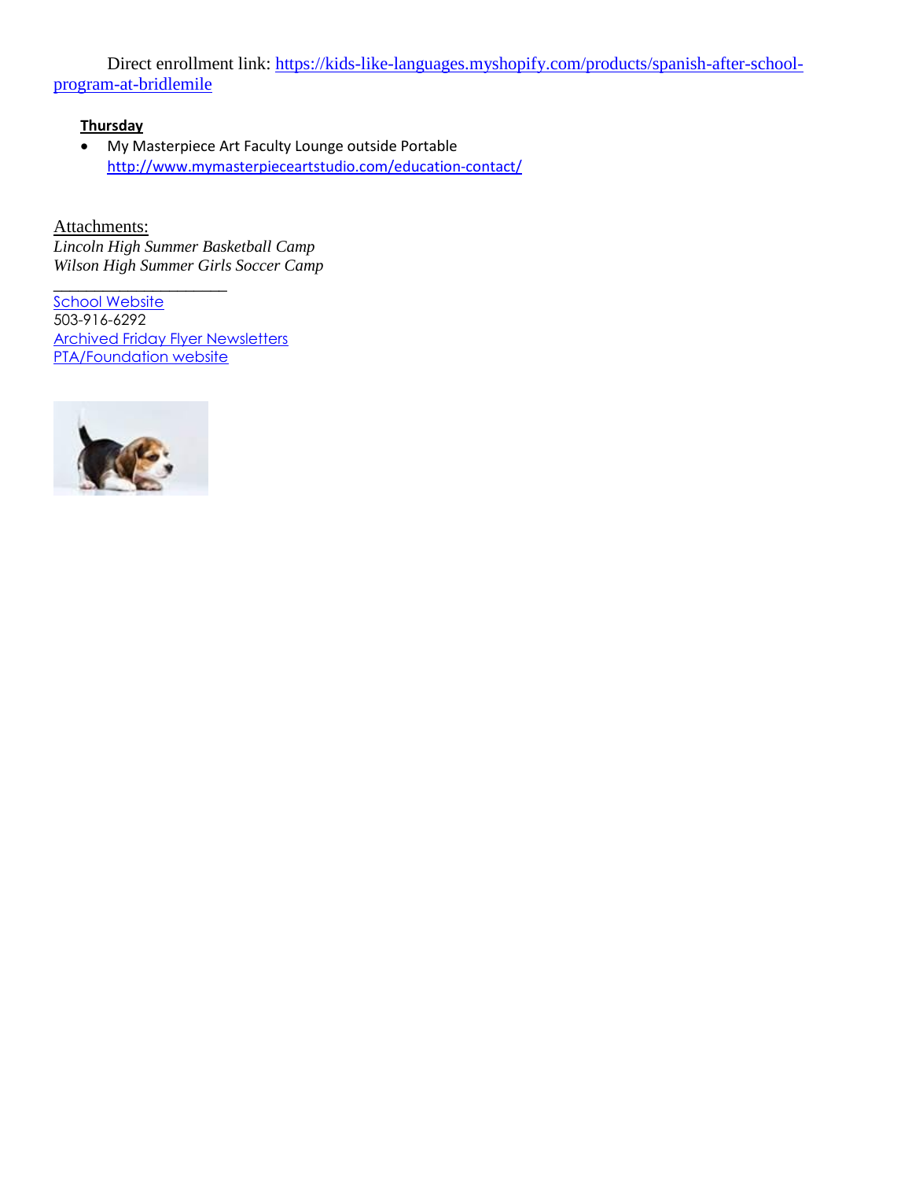Direct enrollment link: https://kids-like-languages.myshopify.com/products/spanish-after-school-program-at-bridlemile

**Thursday**

- My Masterpiece Art Faculty Lounge outside Portable
  http://www.mymasterpieceartstudio.com/education-contact/

Attachments:

*Lincoln High Summer Basketball Camp*
*Wilson High Summer Girls Soccer Camp*

______________________

School Website
503-916-6292
Archived Friday Flyer Newsletters
PTA/Foundation website